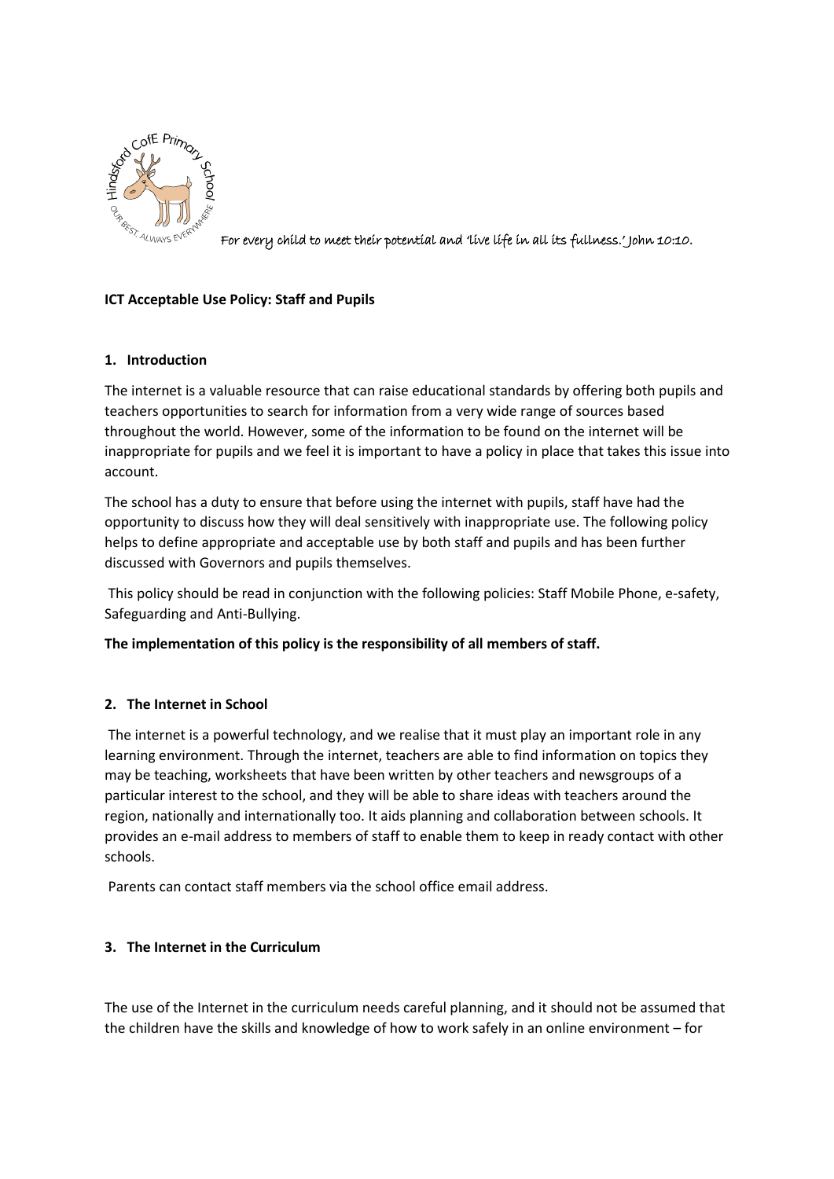For every child to meet their potential and 'live life in all its fullness.' John 10:10.

**ICT Acceptable Use Policy: Staff and Pupils**

## 1. Introduction

The internet is a valuable resource that can raise educational standards by offering both pupils and teachers opportunities to search for information from a very wide range of sources based throughout the world. However, some of the information to be found on the internet will be inappropriate for pupils and we feel it is important to have a policy in place that takes this issue into account.

The school has a duty to ensure that before using the internet with pupils, staff have had the opportunity to discuss how they will deal sensitively with inappropriate use. The following policy helps to define appropriate and acceptable use by both staff and pupils and has been further discussed with Governors and pupils themselves.

This policy should be read in conjunction with the following policies: Staff Mobile Phone, e-safety, Safeguarding and Anti-Bullying.

**The implementation of this policy is the responsibility of all members of staff.**

## 2. The Internet in School

The internet is a powerful technology, and we realise that it must play an important role in any learning environment. Through the internet, teachers are able to find information on topics they may be teaching, worksheets that have been written by other teachers and newsgroups of a particular interest to the school, and they will be able to share ideas with teachers around the region, nationally and internationally too. It aids planning and collaboration between schools. It provides an e-mail address to members of staff to enable them to keep in ready contact with other schools.

Parents can contact staff members via the school office email address.

## 3. The Internet in the Curriculum

The use of the Internet in the curriculum needs careful planning, and it should not be assumed that the children have the skills and knowledge of how to work safely in an online environment – for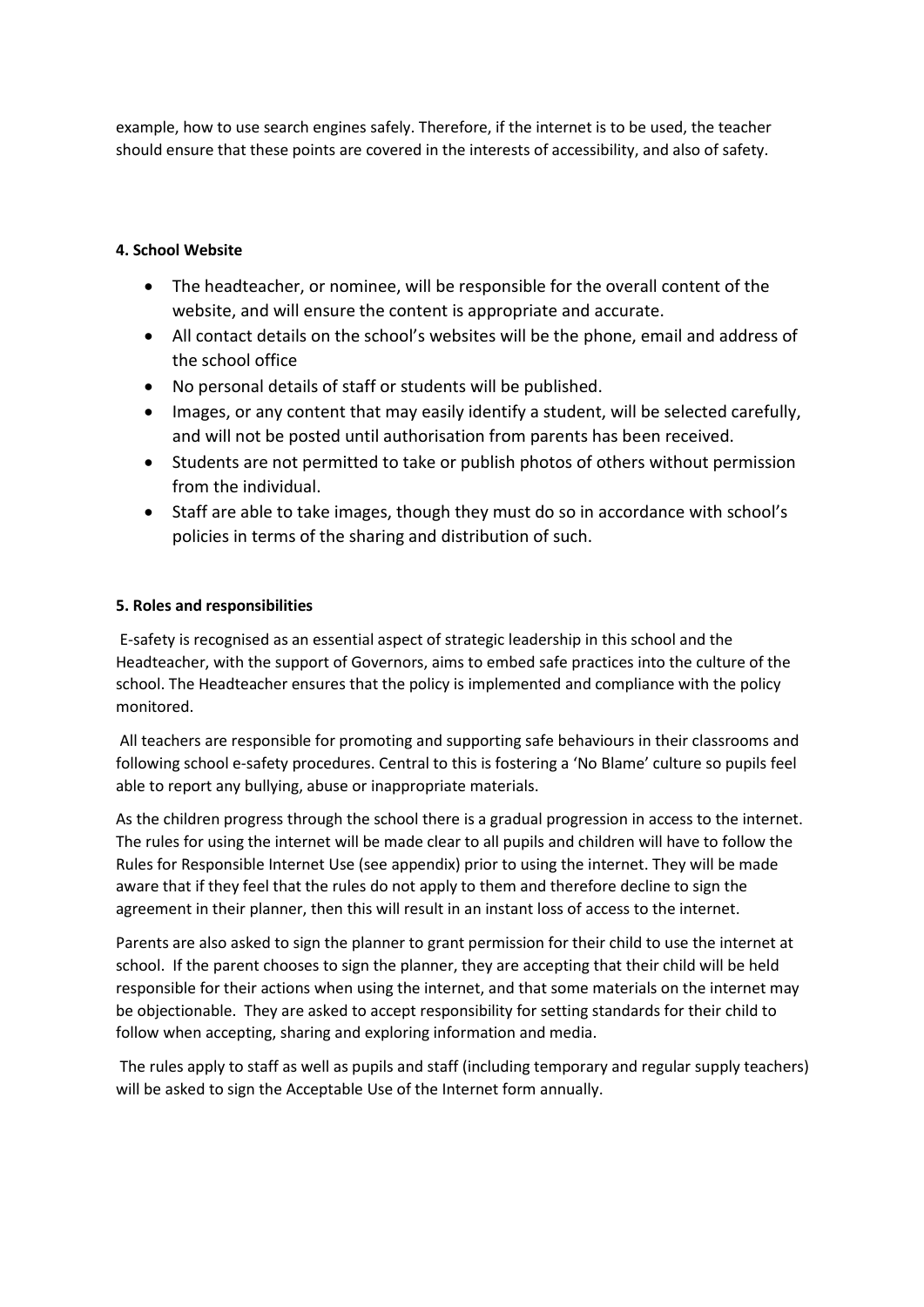example, how to use search engines safely. Therefore, if the internet is to be used, the teacher should ensure that these points are covered in the interests of accessibility, and also of safety.

**4. School Website**

- The headteacher, or nominee, will be responsible for the overall content of the website, and will ensure the content is appropriate and accurate.
- All contact details on the school's websites will be the phone, email and address of the school office
- No personal details of staff or students will be published.
- Images, or any content that may easily identify a student, will be selected carefully, and will not be posted until authorisation from parents has been received.
- Students are not permitted to take or publish photos of others without permission from the individual.
- Staff are able to take images, though they must do so in accordance with school's policies in terms of the sharing and distribution of such.

**5. Roles and responsibilities**

E-safety is recognised as an essential aspect of strategic leadership in this school and the Headteacher, with the support of Governors, aims to embed safe practices into the culture of the school. The Headteacher ensures that the policy is implemented and compliance with the policy monitored.

All teachers are responsible for promoting and supporting safe behaviours in their classrooms and following school e-safety procedures. Central to this is fostering a 'No Blame' culture so pupils feel able to report any bullying, abuse or inappropriate materials.

As the children progress through the school there is a gradual progression in access to the internet. The rules for using the internet will be made clear to all pupils and children will have to follow the Rules for Responsible Internet Use (see appendix) prior to using the internet. They will be made aware that if they feel that the rules do not apply to them and therefore decline to sign the agreement in their planner, then this will result in an instant loss of access to the internet.

Parents are also asked to sign the planner to grant permission for their child to use the internet at school. If the parent chooses to sign the planner, they are accepting that their child will be held responsible for their actions when using the internet, and that some materials on the internet may be objectionable. They are asked to accept responsibility for setting standards for their child to follow when accepting, sharing and exploring information and media.

The rules apply to staff as well as pupils and staff (including temporary and regular supply teachers) will be asked to sign the Acceptable Use of the Internet form annually.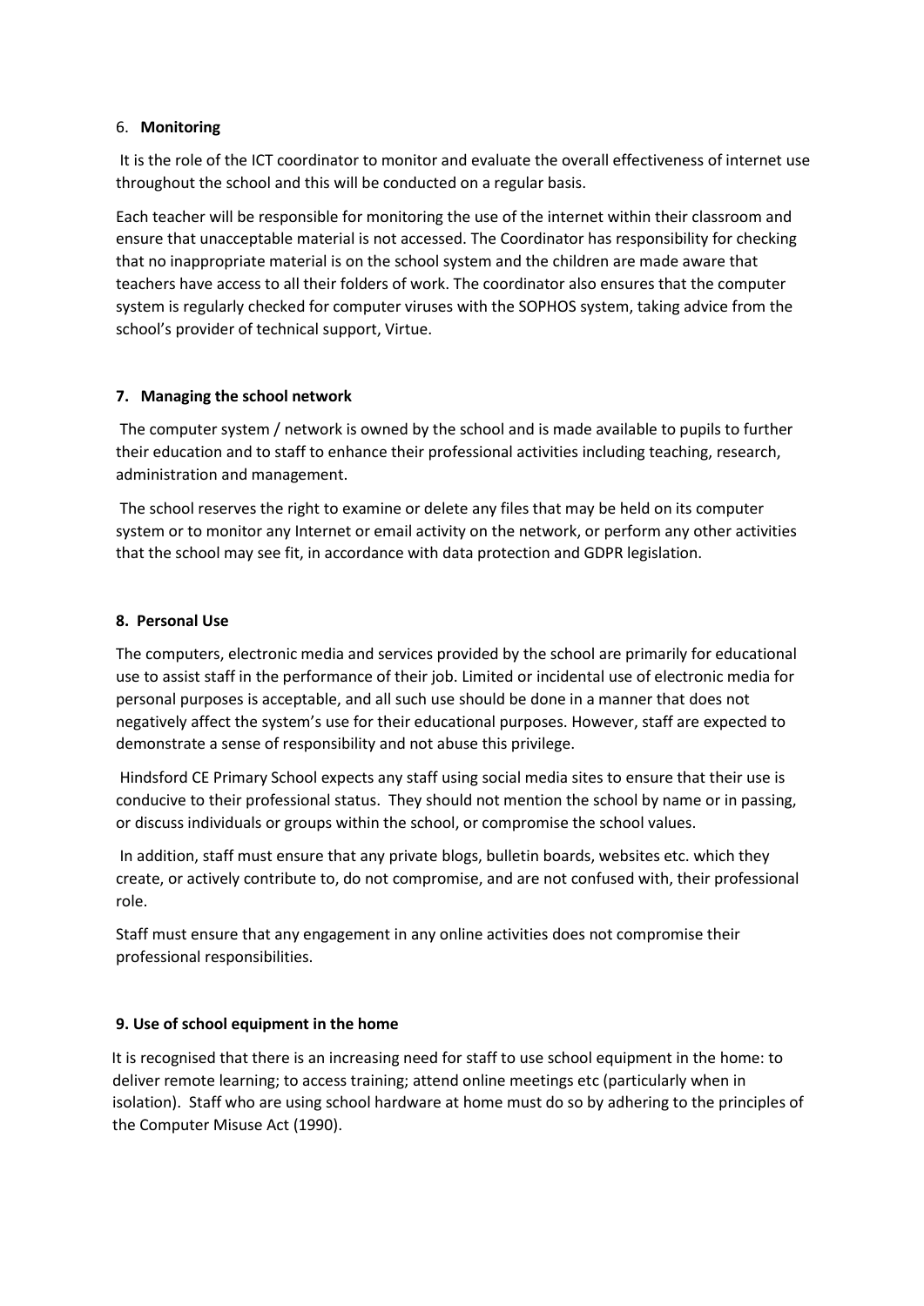## 6. **Monitoring**

It is the role of the ICT coordinator to monitor and evaluate the overall effectiveness of internet use throughout the school and this will be conducted on a regular basis.

Each teacher will be responsible for monitoring the use of the internet within their classroom and ensure that unacceptable material is not accessed. The Coordinator has responsibility for checking that no inappropriate material is on the school system and the children are made aware that teachers have access to all their folders of work. The coordinator also ensures that the computer system is regularly checked for computer viruses with the SOPHOS system, taking advice from the school's provider of technical support, Virtue.

## 7. Managing the school network

The computer system / network is owned by the school and is made available to pupils to further their education and to staff to enhance their professional activities including teaching, research, administration and management.

The school reserves the right to examine or delete any files that may be held on its computer system or to monitor any Internet or email activity on the network, or perform any other activities that the school may see fit, in accordance with data protection and GDPR legislation.

## 8. Personal Use

The computers, electronic media and services provided by the school are primarily for educational use to assist staff in the performance of their job. Limited or incidental use of electronic media for personal purposes is acceptable, and all such use should be done in a manner that does not negatively affect the system's use for their educational purposes. However, staff are expected to demonstrate a sense of responsibility and not abuse this privilege.

Hindsford CE Primary School expects any staff using social media sites to ensure that their use is conducive to their professional status. They should not mention the school by name or in passing, or discuss individuals or groups within the school, or compromise the school values.

In addition, staff must ensure that any private blogs, bulletin boards, websites etc. which they create, or actively contribute to, do not compromise, and are not confused with, their professional role.

Staff must ensure that any engagement in any online activities does not compromise their professional responsibilities.

## 9. Use of school equipment in the home

It is recognised that there is an increasing need for staff to use school equipment in the home: to deliver remote learning; to access training; attend online meetings etc (particularly when in isolation). Staff who are using school hardware at home must do so by adhering to the principles of the Computer Misuse Act (1990).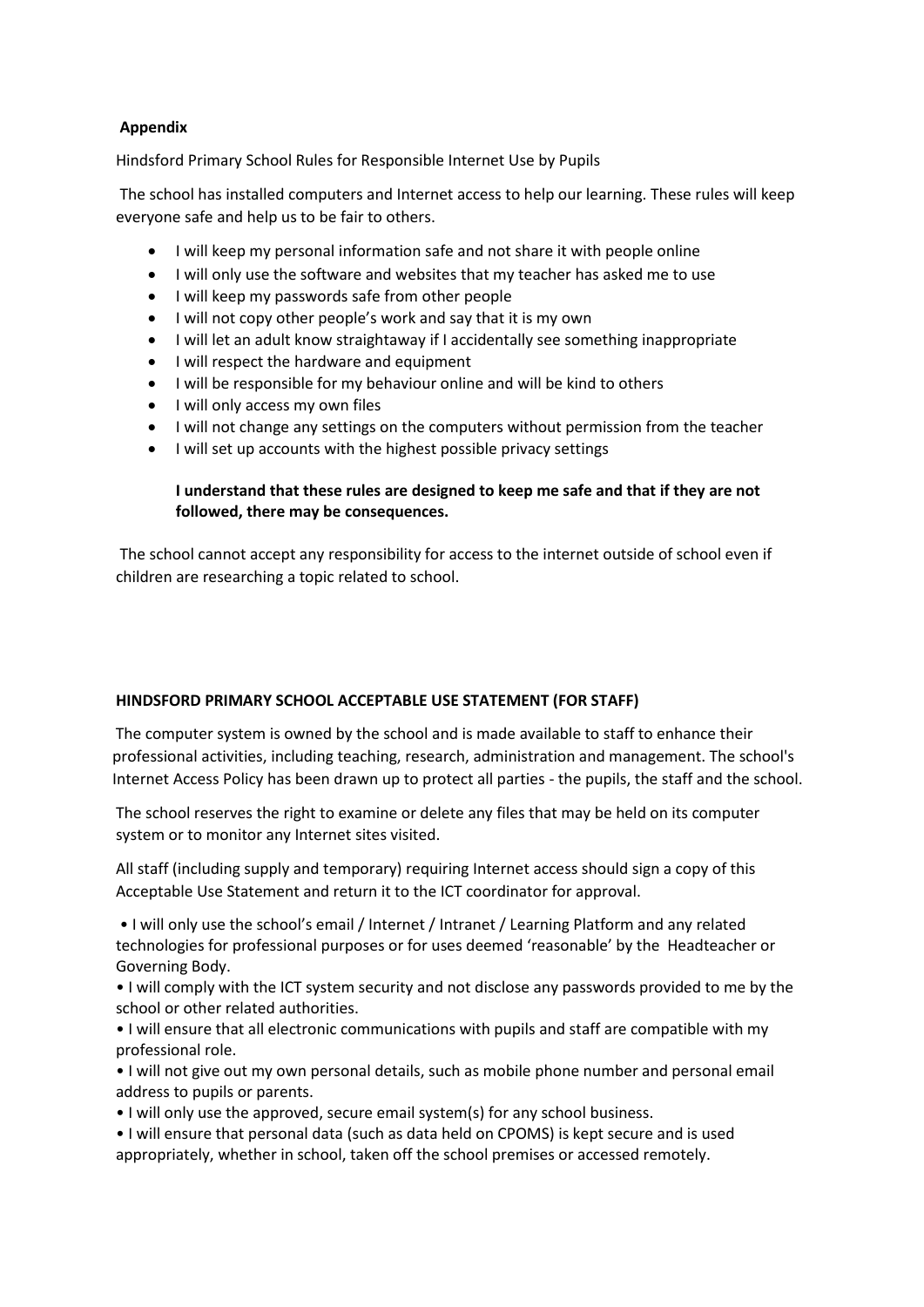**Appendix**

Hindsford Primary School Rules for Responsible Internet Use by Pupils

The school has installed computers and Internet access to help our learning. These rules will keep everyone safe and help us to be fair to others.

- I will keep my personal information safe and not share it with people online
- I will only use the software and websites that my teacher has asked me to use
- I will keep my passwords safe from other people
- I will not copy other people's work and say that it is my own
- I will let an adult know straightaway if I accidentally see something inappropriate
- I will respect the hardware and equipment
- I will be responsible for my behaviour online and will be kind to others
- I will only access my own files
- I will not change any settings on the computers without permission from the teacher
- I will set up accounts with the highest possible privacy settings

**I understand that these rules are designed to keep me safe and that if they are not followed, there may be consequences.**

The school cannot accept any responsibility for access to the internet outside of school even if children are researching a topic related to school.

**HINDSFORD PRIMARY SCHOOL ACCEPTABLE USE STATEMENT (FOR STAFF)**

The computer system is owned by the school and is made available to staff to enhance their professional activities, including teaching, research, administration and management. The school's Internet Access Policy has been drawn up to protect all parties - the pupils, the staff and the school.

The school reserves the right to examine or delete any files that may be held on its computer system or to monitor any Internet sites visited.

All staff (including supply and temporary) requiring Internet access should sign a copy of this Acceptable Use Statement and return it to the ICT coordinator for approval.

- I will only use the school's email / Internet / Intranet / Learning Platform and any related technologies for professional purposes or for uses deemed 'reasonable' by the Headteacher or Governing Body.
- I will comply with the ICT system security and not disclose any passwords provided to me by the school or other related authorities.
- I will ensure that all electronic communications with pupils and staff are compatible with my professional role.
- I will not give out my own personal details, such as mobile phone number and personal email address to pupils or parents.
- I will only use the approved, secure email system(s) for any school business.
- I will ensure that personal data (such as data held on CPOMS) is kept secure and is used appropriately, whether in school, taken off the school premises or accessed remotely.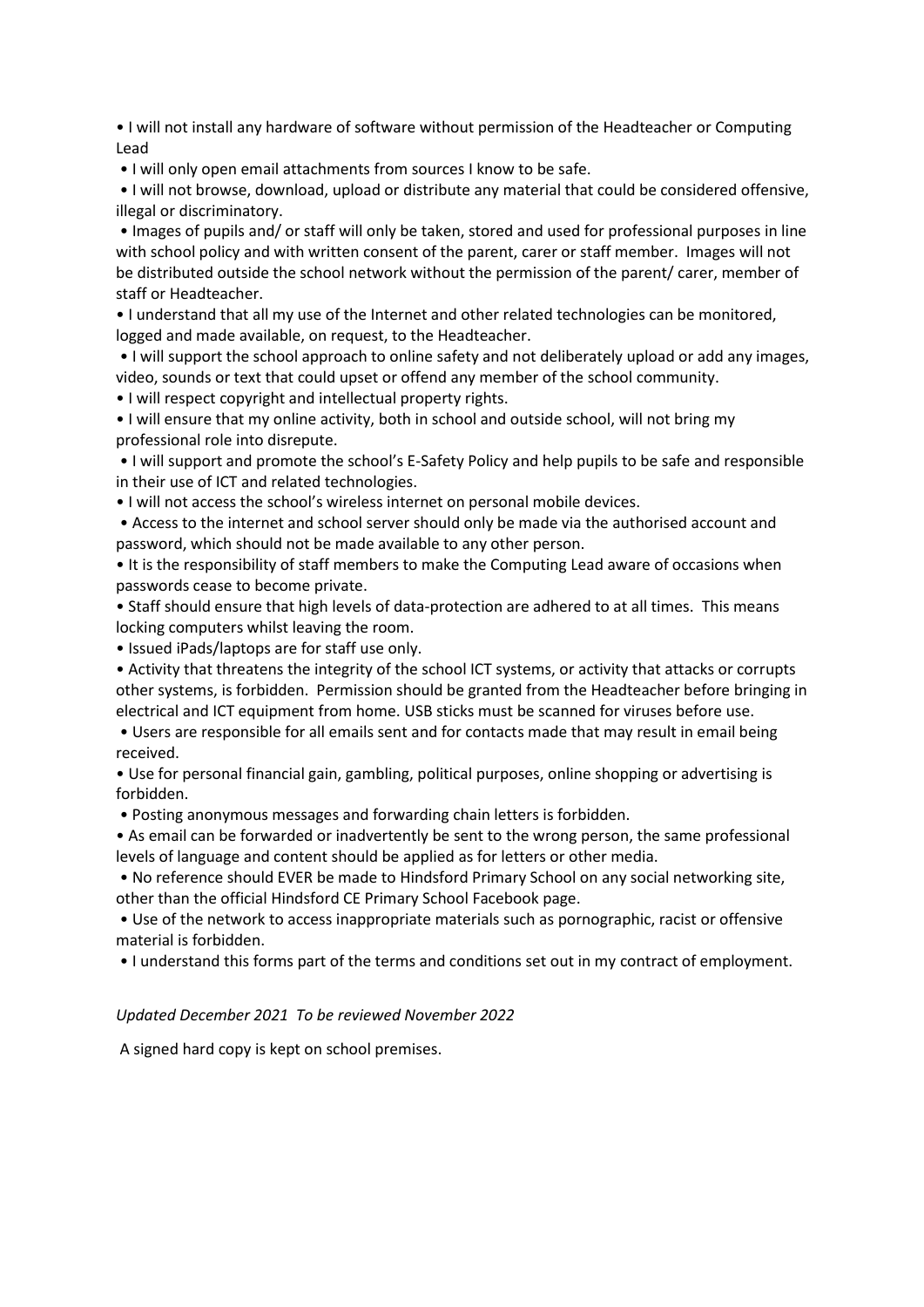- I will not install any hardware of software without permission of the Headteacher or Computing Lead
- I will only open email attachments from sources I know to be safe.
- I will not browse, download, upload or distribute any material that could be considered offensive, illegal or discriminatory.
- Images of pupils and/ or staff will only be taken, stored and used for professional purposes in line with school policy and with written consent of the parent, carer or staff member. Images will not be distributed outside the school network without the permission of the parent/ carer, member of staff or Headteacher.
- I understand that all my use of the Internet and other related technologies can be monitored, logged and made available, on request, to the Headteacher.
- I will support the school approach to online safety and not deliberately upload or add any images, video, sounds or text that could upset or offend any member of the school community.
- I will respect copyright and intellectual property rights.
- I will ensure that my online activity, both in school and outside school, will not bring my professional role into disrepute.
- I will support and promote the school's E-Safety Policy and help pupils to be safe and responsible in their use of ICT and related technologies.
- I will not access the school's wireless internet on personal mobile devices.
- Access to the internet and school server should only be made via the authorised account and password, which should not be made available to any other person.
- It is the responsibility of staff members to make the Computing Lead aware of occasions when passwords cease to become private.
- Staff should ensure that high levels of data-protection are adhered to at all times. This means locking computers whilst leaving the room.
- Issued iPads/laptops are for staff use only.
- Activity that threatens the integrity of the school ICT systems, or activity that attacks or corrupts other systems, is forbidden. Permission should be granted from the Headteacher before bringing in electrical and ICT equipment from home. USB sticks must be scanned for viruses before use.
- Users are responsible for all emails sent and for contacts made that may result in email being received.
- Use for personal financial gain, gambling, political purposes, online shopping or advertising is forbidden.
- Posting anonymous messages and forwarding chain letters is forbidden.
- As email can be forwarded or inadvertently be sent to the wrong person, the same professional levels of language and content should be applied as for letters or other media.
- No reference should EVER be made to Hindsford Primary School on any social networking site, other than the official Hindsford CE Primary School Facebook page.
- Use of the network to access inappropriate materials such as pornographic, racist or offensive material is forbidden.
- I understand this forms part of the terms and conditions set out in my contract of employment.

*Updated December 2021 To be reviewed November 2022*

A signed hard copy is kept on school premises.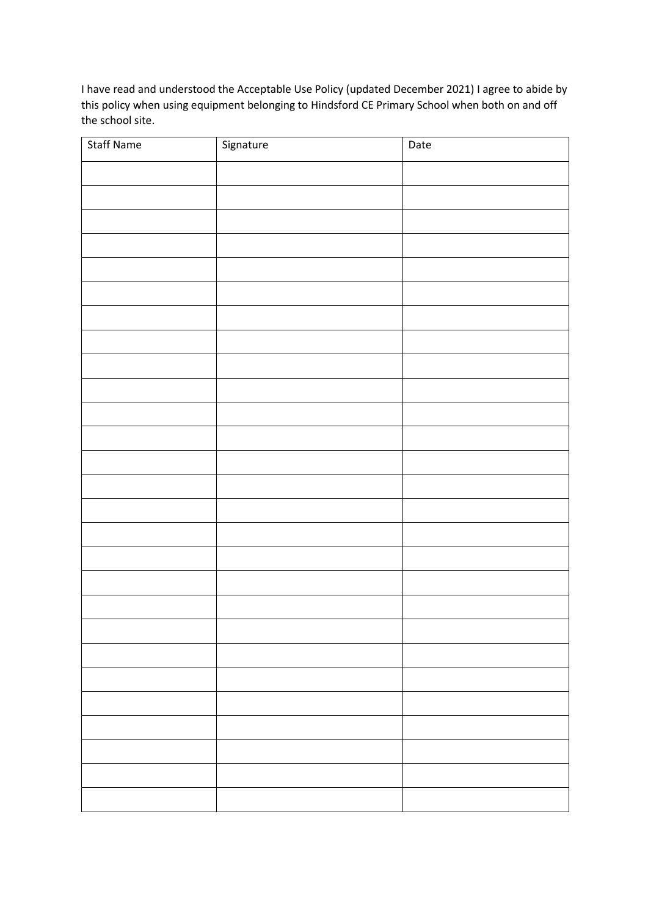I have read and understood the Acceptable Use Policy (updated December 2021) I agree to abide by this policy when using equipment belonging to Hindsford CE Primary School when both on and off the school site.

| Staff Name | Signature | Date |
|---|---|---|
| | | |
| | | |
| | | |
| | | |
| | | |
| | | |
| | | |
| | | |
| | | |
| | | |
| | | |
| | | |
| | | |
| | | |
| | | |
| | | |
| | | |
| | | |
| | | |
| | | |
| | | |
| | | |
| | | |
| | | |
| | | |
| | | |
| | | |